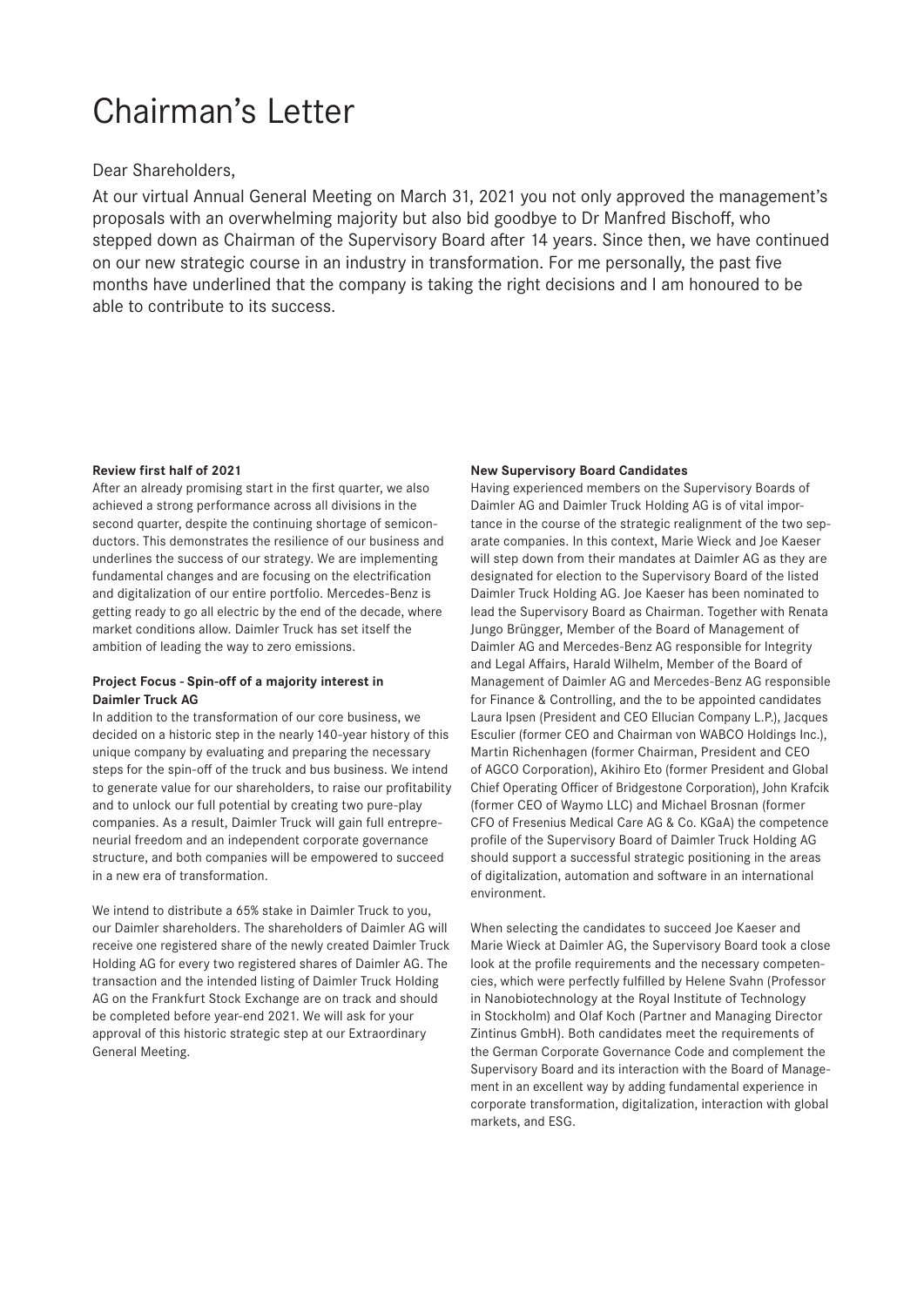# Chairman's Letter

Dear Shareholders,

At our virtual Annual General Meeting on March 31, 2021 you not only approved the management's proposals with an overwhelming majority but also bid goodbye to Dr Manfred Bischoff, who stepped down as Chairman of the Supervisory Board after 14 years. Since then, we have continued on our new strategic course in an industry in transformation. For me personally, the past five months have underlined that the company is taking the right decisions and I am honoured to be able to contribute to its success.

**Review first half of 2021**

After an already promising start in the first quarter, we also achieved a strong performance across all divisions in the second quarter, despite the continuing shortage of semiconductors. This demonstrates the resilience of our business and underlines the success of our strategy. We are implementing fundamental changes and are focusing on the electrification and digitalization of our entire portfolio. Mercedes-Benz is getting ready to go all electric by the end of the decade, where market conditions allow. Daimler Truck has set itself the ambition of leading the way to zero emissions.

**Project Focus - Spin-off of a majority interest in Daimler Truck AG**

In addition to the transformation of our core business, we decided on a historic step in the nearly 140-year history of this unique company by evaluating and preparing the necessary steps for the spin-off of the truck and bus business. We intend to generate value for our shareholders, to raise our profitability and to unlock our full potential by creating two pure-play companies. As a result, Daimler Truck will gain full entrepreneurial freedom and an independent corporate governance structure, and both companies will be empowered to succeed in a new era of transformation.

We intend to distribute a 65% stake in Daimler Truck to you, our Daimler shareholders. The shareholders of Daimler AG will receive one registered share of the newly created Daimler Truck Holding AG for every two registered shares of Daimler AG. The transaction and the intended listing of Daimler Truck Holding AG on the Frankfurt Stock Exchange are on track and should be completed before year-end 2021. We will ask for your approval of this historic strategic step at our Extraordinary General Meeting.

**New Supervisory Board Candidates**

Having experienced members on the Supervisory Boards of Daimler AG and Daimler Truck Holding AG is of vital importance in the course of the strategic realignment of the two separate companies. In this context, Marie Wieck and Joe Kaeser will step down from their mandates at Daimler AG as they are designated for election to the Supervisory Board of the listed Daimler Truck Holding AG. Joe Kaeser has been nominated to lead the Supervisory Board as Chairman. Together with Renata Jungo Brüngger, Member of the Board of Management of Daimler AG and Mercedes-Benz AG responsible for Integrity and Legal Affairs, Harald Wilhelm, Member of the Board of Management of Daimler AG and Mercedes-Benz AG responsible for Finance & Controlling, and the to be appointed candidates Laura Ipsen (President and CEO Ellucian Company L.P.), Jacques Esculier (former CEO and Chairman von WABCO Holdings Inc.), Martin Richenhagen (former Chairman, President and CEO of AGCO Corporation), Akihiro Eto (former President and Global Chief Operating Officer of Bridgestone Corporation), John Krafcik (former CEO of Waymo LLC) and Michael Brosnan (former CFO of Fresenius Medical Care AG & Co. KGaA) the competence profile of the Supervisory Board of Daimler Truck Holding AG should support a successful strategic positioning in the areas of digitalization, automation and software in an international environment.

When selecting the candidates to succeed Joe Kaeser and Marie Wieck at Daimler AG, the Supervisory Board took a close look at the profile requirements and the necessary competencies, which were perfectly fulfilled by Helene Svahn (Professor in Nanobiotechnology at the Royal Institute of Technology in Stockholm) and Olaf Koch (Partner and Managing Director Zintinus GmbH). Both candidates meet the requirements of the German Corporate Governance Code and complement the Supervisory Board and its interaction with the Board of Management in an excellent way by adding fundamental experience in corporate transformation, digitalization, interaction with global markets, and ESG.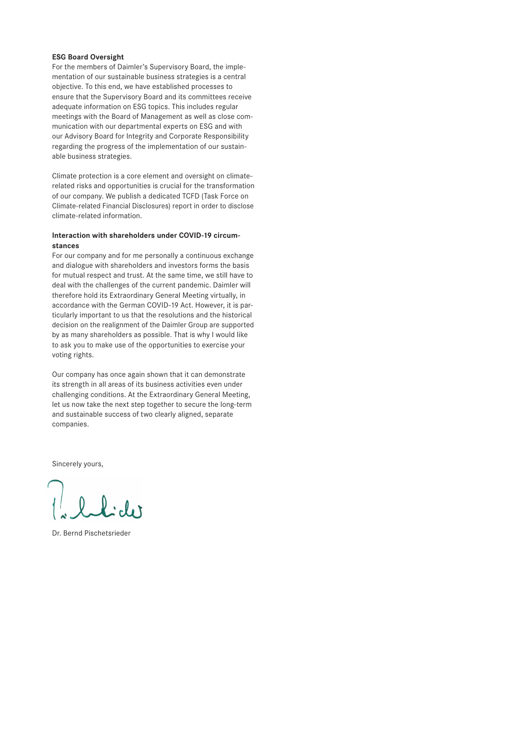**ESG Board Oversight**

For the members of Daimler's Supervisory Board, the implementation of our sustainable business strategies is a central objective. To this end, we have established processes to ensure that the Supervisory Board and its committees receive adequate information on ESG topics. This includes regular meetings with the Board of Management as well as close communication with our departmental experts on ESG and with our Advisory Board for Integrity and Corporate Responsibility regarding the progress of the implementation of our sustainable business strategies.

Climate protection is a core element and oversight on climate-related risks and opportunities is crucial for the transformation of our company. We publish a dedicated TCFD (Task Force on Climate-related Financial Disclosures) report in order to disclose climate-related information.

**Interaction with shareholders under COVID-19 circumstances**

For our company and for me personally a continuous exchange and dialogue with shareholders and investors forms the basis for mutual respect and trust. At the same time, we still have to deal with the challenges of the current pandemic. Daimler will therefore hold its Extraordinary General Meeting virtually, in accordance with the German COVID-19 Act. However, it is particularly important to us that the resolutions and the historical decision on the realignment of the Daimler Group are supported by as many shareholders as possible. That is why I would like to ask you to make use of the opportunities to exercise your voting rights.

Our company has once again shown that it can demonstrate its strength in all areas of its business activities even under challenging conditions. At the Extraordinary General Meeting, let us now take the next step together to secure the long-term and sustainable success of two clearly aligned, separate companies.

Sincerely yours,

Dr. Bernd Pischetsrieder